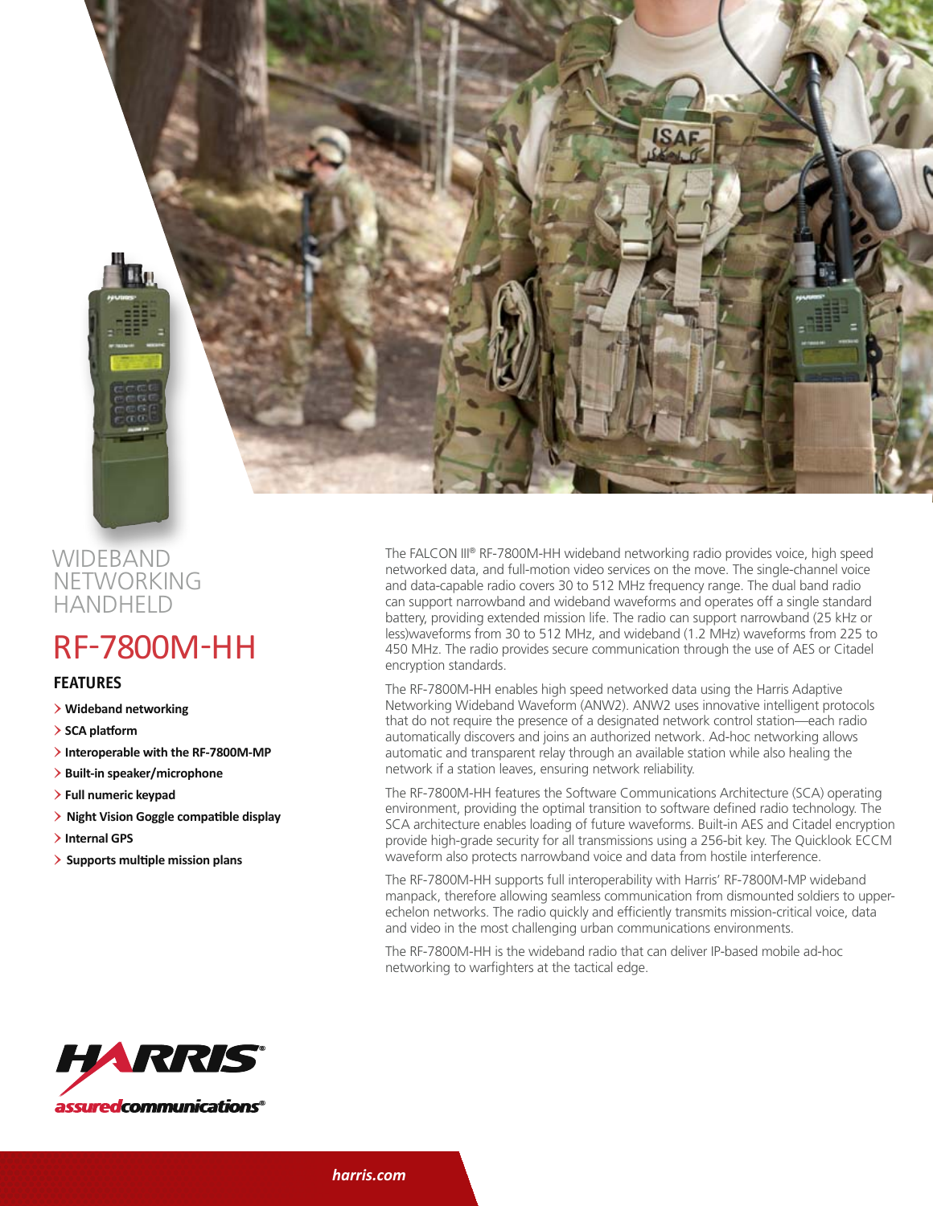# WIDEBAND NETWORKING HANDHELD

# RF-7800M-HH

## FEATURES

- Wideband networking
- SCA platform
- Interoperable with the RF-7800M-MP
- Built-in speaker/microphone
- Full numeric keypad
- Night Vision Goggle compatible display
- Internal GPS
- Supports multiple mission plans

The FALCON III® RF-7800M-HH wideband networking radio provides voice, high speed networked data, and full-motion video services on the move. The single-channel voice and data-capable radio covers 30 to 512 MHz frequency range. The dual band radio can support narrowband and wideband waveforms and operates off a single standard battery, providing extended mission life. The radio can support narrowband (25 kHz or less)waveforms from 30 to 512 MHz, and wideband (1.2 MHz) waveforms from 225 to 450 MHz. The radio provides secure communication through the use of AES or Citadel encryption standards.

The RF-7800M-HH enables high speed networked data using the Harris Adaptive Networking Wideband Waveform (ANW2). ANW2 uses innovative intelligent protocols that do not require the presence of a designated network control station—each radio automatically discovers and joins an authorized network. Ad-hoc networking allows automatic and transparent relay through an available station while also healing the network if a station leaves, ensuring network reliability.

The RF-7800M-HH features the Software Communications Architecture (SCA) operating environment, providing the optimal transition to software defined radio technology. The SCA architecture enables loading of future waveforms. Built-in AES and Citadel encryption provide high-grade security for all transmissions using a 256-bit key. The Quicklook ECCM waveform also protects narrowband voice and data from hostile interference.

The RF-7800M-HH supports full interoperability with Harris' RF-7800M-MP wideband manpack, therefore allowing seamless communication from dismounted soldiers to upper-echelon networks. The radio quickly and efficiently transmits mission-critical voice, data and video in the most challenging urban communications environments.

The RF-7800M-HH is the wideband radio that can deliver IP-based mobile ad-hoc networking to warfighters at the tactical edge.

HARRIS®
assuredcommunications®

harris.com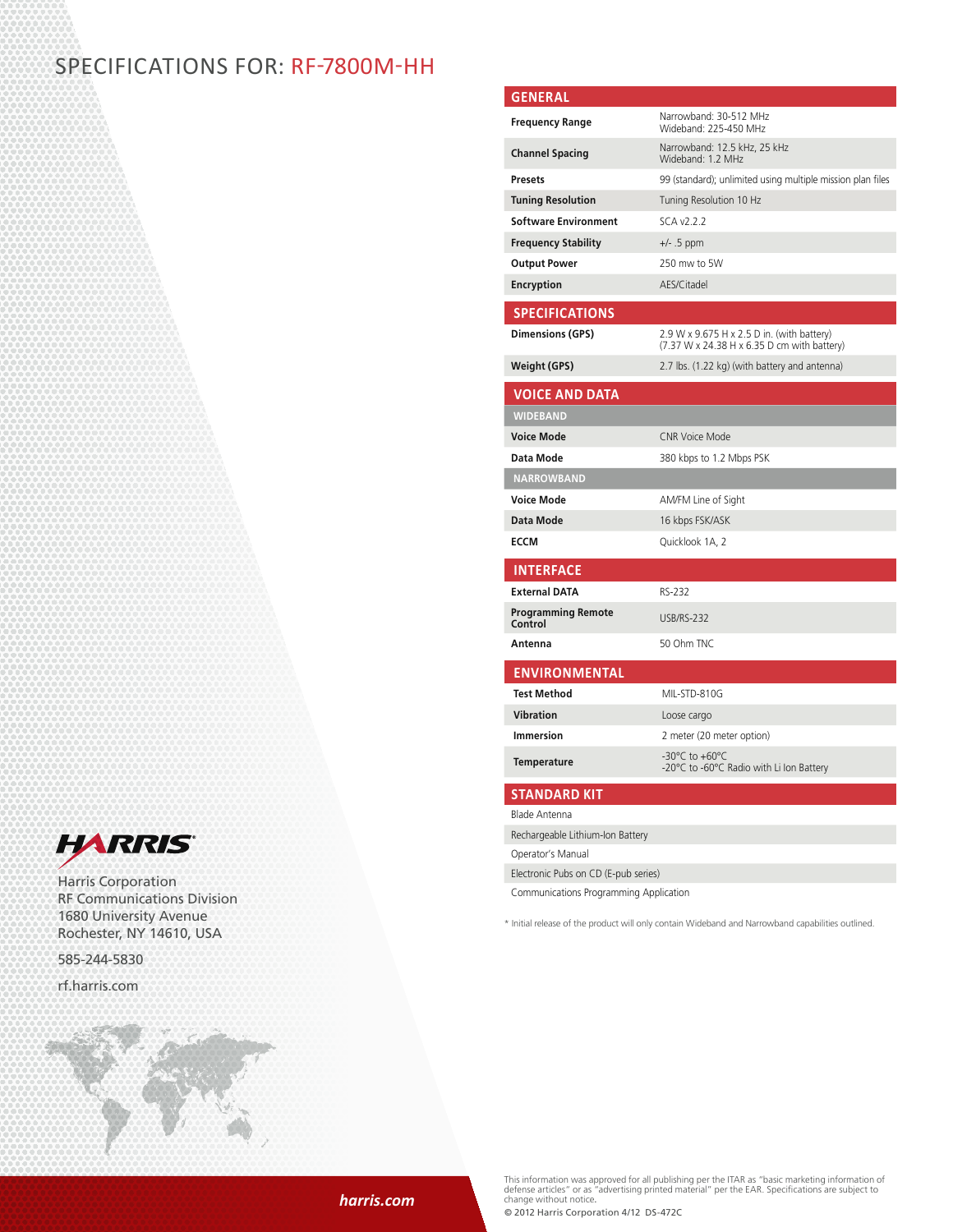# SPECIFICATIONS FOR: RF-7800M-HH

## GENERAL

| | |
|---|---|
| **Frequency Range** | Narrowband: 30-512 MHz<br>Wideband: 225-450 MHz |
| **Channel Spacing** | Narrowband: 12.5 kHz, 25 kHz<br>Wideband: 1.2 MHz |
| **Presets** | 99 (standard); unlimited using multiple mission plan files |
| **Tuning Resolution** | Tuning Resolution 10 Hz |
| **Software Environment** | SCA v2.2.2 |
| **Frequency Stability** | +/- .5 ppm |
| **Output Power** | 250 mw to 5W |
| **Encryption** | AES/Citadel |

## SPECIFICATIONS

| | |
|---|---|
| **Dimensions (GPS)** | 2.9 W x 9.675 H x 2.5 D in. (with battery)<br>(7.37 W x 24.38 H x 6.35 D cm with battery) |
| **Weight (GPS)** | 2.7 lbs. (1.22 kg) (with battery and antenna) |

## VOICE AND DATA

| | |
|---|---|
| **WIDEBAND** | |
| **Voice Mode** | CNR Voice Mode |
| **Data Mode** | 380 kbps to 1.2 Mbps PSK |
| **NARROWBAND** | |
| **Voice Mode** | AM/FM Line of Sight |
| **Data Mode** | 16 kbps FSK/ASK |
| **ECCM** | Quicklook 1A, 2 |

## INTERFACE

| | |
|---|---|
| **External DATA** | RS-232 |
| **Programming Remote Control** | USB/RS-232 |
| **Antenna** | 50 Ohm TNC |

## ENVIRONMENTAL

| | |
|---|---|
| **Test Method** | MIL-STD-810G |
| **Vibration** | Loose cargo |
| **Immersion** | 2 meter (20 meter option) |
| **Temperature** | -30°C to +60°C<br>-20°C to -60°C Radio with Li Ion Battery |

## STANDARD KIT

- Blade Antenna
- Rechargeable Lithium-Ion Battery
- Operator's Manual
- Electronic Pubs on CD (E-pub series)
- Communications Programming Application

* Initial release of the product will only contain Wideband and Narrowband capabilities outlined.

HARRIS

Harris Corporation
RF Communications Division
1680 University Avenue
Rochester, NY 14610, USA

585-244-5830

rf.harris.com

harris.com

This information was approved for all publishing per the ITAR as "basic marketing information of defense articles" or as "advertising printed material" per the EAR. Specifications are subject to change without notice.

© 2012 Harris Corporation 4/12 DS-472C